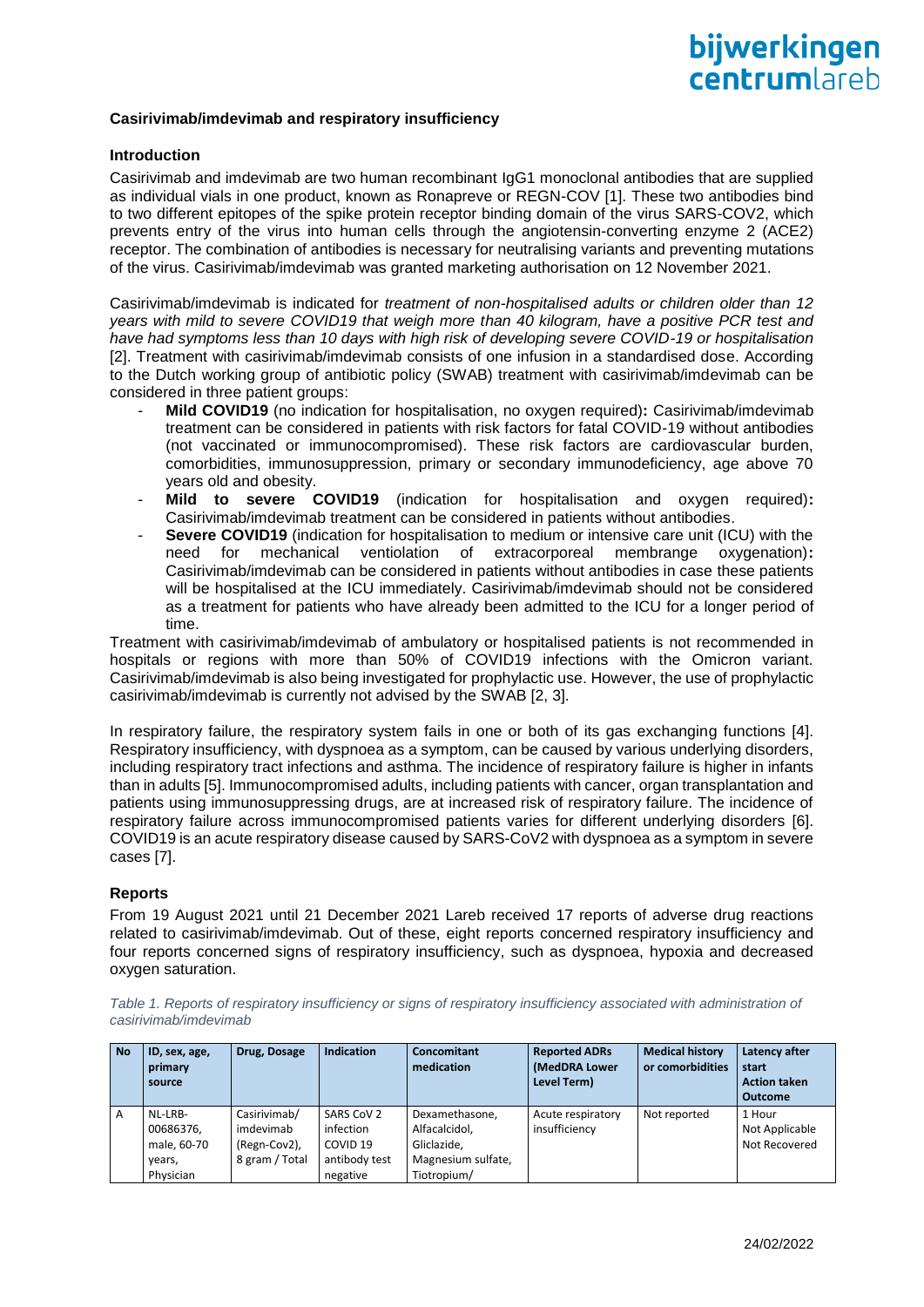**Casirivimab/imdevimab and respiratory insufficiency**

**Introduction**

Casirivimab and imdevimab are two human recombinant IgG1 monoclonal antibodies that are supplied as individual vials in one product, known as Ronapreve or REGN-COV [1]. These two antibodies bind to two different epitopes of the spike protein receptor binding domain of the virus SARS-COV2, which prevents entry of the virus into human cells through the angiotensin-converting enzyme 2 (ACE2) receptor. The combination of antibodies is necessary for neutralising variants and preventing mutations of the virus. Casirivimab/imdevimab was granted marketing authorisation on 12 November 2021.

Casirivimab/imdevimab is indicated for *treatment of non-hospitalised adults or children older than 12 years with mild to severe COVID19 that weigh more than 40 kilogram, have a positive PCR test and have had symptoms less than 10 days with high risk of developing severe COVID-19 or hospitalisation* [2]. Treatment with casirivimab/imdevimab consists of one infusion in a standardised dose. According to the Dutch working group of antibiotic policy (SWAB) treatment with casirivimab/imdevimab can be considered in three patient groups:

- **Mild COVID19** (no indication for hospitalisation, no oxygen required)**:** Casirivimab/imdevimab treatment can be considered in patients with risk factors for fatal COVID-19 without antibodies (not vaccinated or immunocompromised). These risk factors are cardiovascular burden, comorbidities, immunosuppression, primary or secondary immunodeficiency, age above 70 years old and obesity.
- **Mild to severe COVID19** (indication for hospitalisation and oxygen required)**:** Casirivimab/imdevimab treatment can be considered in patients without antibodies.
- **Severe COVID19** (indication for hospitalisation to medium or intensive care unit (ICU) with the need for mechanical ventiolation of extracorporeal membrange oxygenation)**:** Casirivimab/imdevimab can be considered in patients without antibodies in case these patients will be hospitalised at the ICU immediately. Casirivimab/imdevimab should not be considered as a treatment for patients who have already been admitted to the ICU for a longer period of time.

Treatment with casirivimab/imdevimab of ambulatory or hospitalised patients is not recommended in hospitals or regions with more than 50% of COVID19 infections with the Omicron variant. Casirivimab/imdevimab is also being investigated for prophylactic use. However, the use of prophylactic casirivimab/imdevimab is currently not advised by the SWAB [2, 3].

In respiratory failure, the respiratory system fails in one or both of its gas exchanging functions [4]. Respiratory insufficiency, with dyspnoea as a symptom, can be caused by various underlying disorders, including respiratory tract infections and asthma. The incidence of respiratory failure is higher in infants than in adults [5]. Immunocompromised adults, including patients with cancer, organ transplantation and patients using immunosuppressing drugs, are at increased risk of respiratory failure. The incidence of respiratory failure across immunocompromised patients varies for different underlying disorders [6]. COVID19 is an acute respiratory disease caused by SARS-CoV2 with dyspnoea as a symptom in severe cases [7].

**Reports**

From 19 August 2021 until 21 December 2021 Lareb received 17 reports of adverse drug reactions related to casirivimab/imdevimab. Out of these, eight reports concerned respiratory insufficiency and four reports concerned signs of respiratory insufficiency, such as dyspnoea, hypoxia and decreased oxygen saturation.

*Table 1. Reports of respiratory insufficiency or signs of respiratory insufficiency associated with administration of casirivimab/imdevimab*

| No | ID, sex, age, primary source | Drug, Dosage | Indication | Concomitant medication | Reported ADRs (MedDRA Lower Level Term) | Medical history or comorbidities | Latency after start Action taken Outcome |
|---|---|---|---|---|---|---|---|
| A | NL-LRB-00686376, male, 60-70 years, Physician | Casirivimab/ imdevimab (Regn-Cov2), 8 gram / Total | SARS CoV 2 infection COVID 19 antibody test negative | Dexamethasone, Alfacalcidol, Gliclazide, Magnesium sulfate, Tiotropium/ | Acute respiratory insufficiency | Not reported | 1 Hour Not Applicable Not Recovered |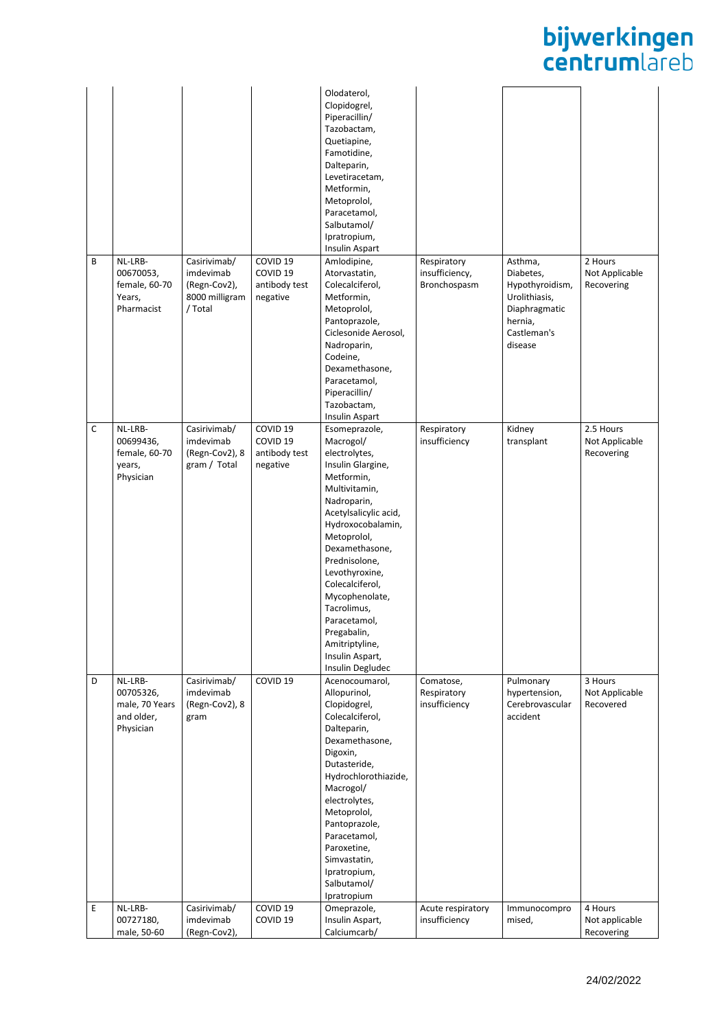|  |  |  |  |  |  |  |  |
|---|---|---|---|---|---|---|---|
|  |  |  |  | Olodaterol, Clopidogrel, Piperacillin/ Tazobactam, Quetiapine, Famotidine, Dalteparin, Levetiracetam, Metformin, Metoprolol, Paracetamol, Salbutamol/ Ipratropium, Insulin Aspart |  |  |  |
| B | NL-LRB-00670053, female, 60-70 Years, Pharmacist | Casirivimab/ imdevimab (Regn-Cov2), 8000 milligram / Total | COVID 19 COVID 19 antibody test negative | Amlodipine, Atorvastatin, Colecalciferol, Metformin, Metoprolol, Pantoprazole, Ciclesonide Aerosol, Nadroparin, Codeine, Dexamethasone, Paracetamol, Piperacillin/ Tazobactam, Insulin Aspart | Respiratory insufficiency, Bronchospasm | Asthma, Diabetes, Hypothyroidism, Urolithiasis, Diaphragmatic hernia, Castleman's disease | 2 Hours Not Applicable Recovering |
| C | NL-LRB-00699436, female, 60-70 years, Physician | Casirivimab/ imdevimab (Regn-Cov2), 8 gram / Total | COVID 19 COVID 19 antibody test negative | Esomeprazole, Macrogol/ electrolytes, Insulin Glargine, Metformin, Multivitamin, Nadroparin, Acetylsalicylic acid, Hydroxocobalamin, Metoprolol, Dexamethasone, Prednisolone, Levothyroxine, Colecalciferol, Mycophenolate, Tacrolimus, Paracetamol, Pregabalin, Amitriptyline, Insulin Aspart, Insulin Degludec | Respiratory insufficiency | Kidney transplant | 2.5 Hours Not Applicable Recovering |
| D | NL-LRB-00705326, male, 70 Years and older, Physician | Casirivimab/ imdevimab (Regn-Cov2), 8 gram | COVID 19 | Acenocoumarol, Allopurinol, Clopidogrel, Colecalciferol, Dalteparin, Dexamethasone, Digoxin, Dutasteride, Hydrochlorothiazide, Macrogol/ electrolytes, Metoprolol, Pantoprazole, Paracetamol, Paroxetine, Simvastatin, Ipratropium, Salbutamol/ Ipratropium | Comatose, Respiratory insufficiency | Pulmonary hypertension, Cerebrovascular accident | 3 Hours Not Applicable Recovered |
| E | NL-LRB-00727180, male, 50-60 | Casirivimab/ imdevimab (Regn-Cov2), | COVID 19 COVID 19 | Omeprazole, Insulin Aspart, Calciumcarb/ | Acute respiratory insufficiency | Immunocompromised, | 4 Hours Not applicable Recovering |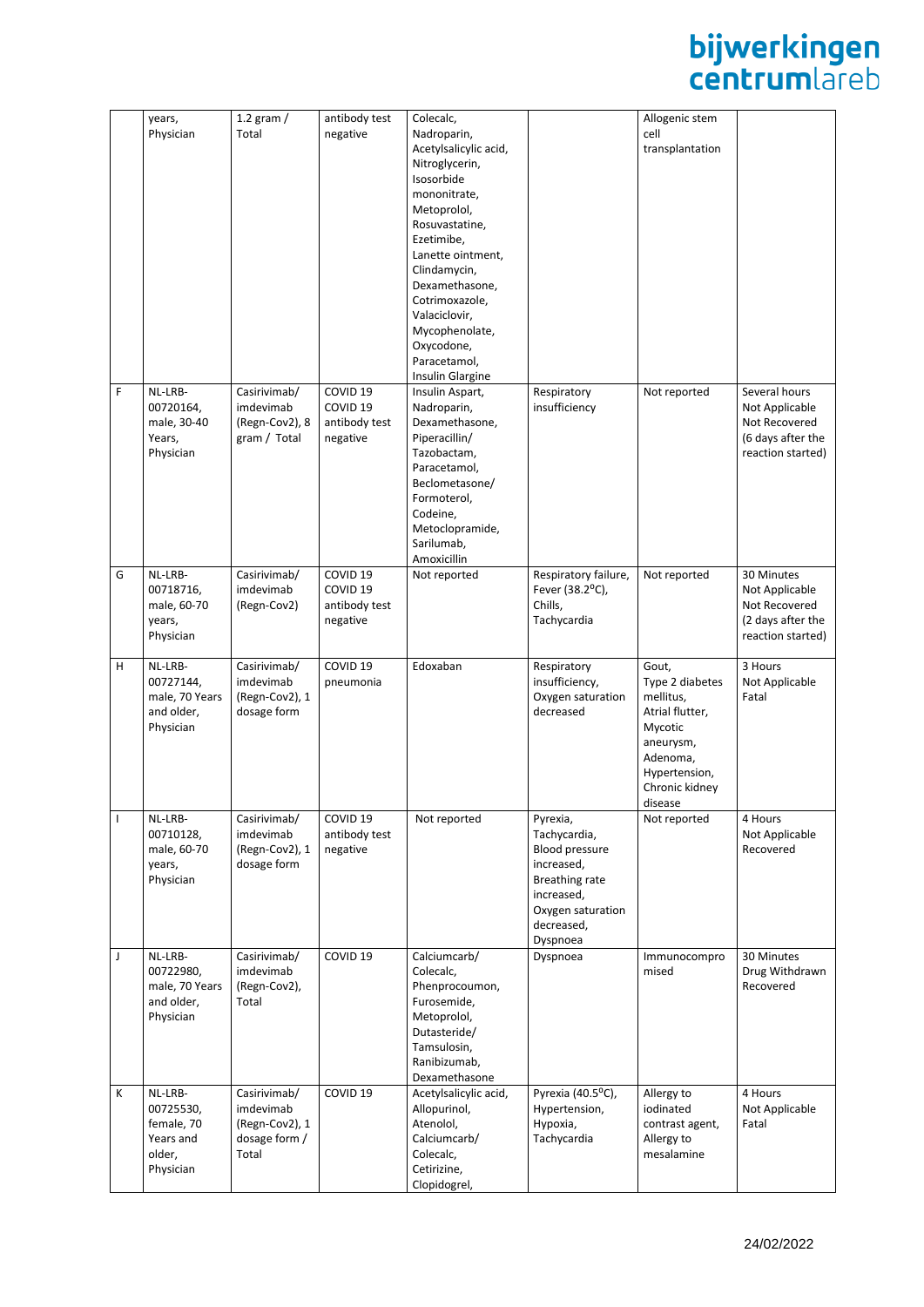|   |   |   |   |   |   |   |   |
|---|---|---|---|---|---|---|---|
|   | years, Physician | 1.2 gram / Total | antibody test negative | Colecalc, Nadroparin, Acetylsalicylic acid, Nitroglycerin, Isosorbide mononitrate, Metoprolol, Rosuvastatine, Ezetimibe, Lanette ointment, Clindamycin, Dexamethasone, Cotrimoxazole, Valaciclovir, Mycophenolate, Oxycodone, Paracetamol, Insulin Glargine |   | Allogenic stem cell transplantation |   |
| F | NL-LRB-00720164, male, 30-40 Years, Physician | Casirivimab/ imdevimab (Regn-Cov2), 8 gram / Total | COVID 19 COVID 19 antibody test negative | Insulin Aspart, Nadroparin, Dexamethasone, Piperacillin/ Tazobactam, Paracetamol, Beclometasone/ Formoterol, Codeine, Metoclopramide, Sarilumab, Amoxicillin | Respiratory insufficiency | Not reported | Several hours Not Applicable Not Recovered (6 days after the reaction started) |
| G | NL-LRB-00718716, male, 60-70 years, Physician | Casirivimab/ imdevimab (Regn-Cov2) | COVID 19 COVID 19 antibody test negative | Not reported | Respiratory failure, Fever (38.2°C), Chills, Tachycardia | Not reported | 30 Minutes Not Applicable Not Recovered (2 days after the reaction started) |
| H | NL-LRB-00727144, male, 70 Years and older, Physician | Casirivimab/ imdevimab (Regn-Cov2), 1 dosage form | COVID 19 pneumonia | Edoxaban | Respiratory insufficiency, Oxygen saturation decreased | Gout, Type 2 diabetes mellitus, Atrial flutter, Mycotic aneurysm, Adenoma, Hypertension, Chronic kidney disease | 3 Hours Not Applicable Fatal |
| I | NL-LRB-00710128, male, 60-70 years, Physician | Casirivimab/ imdevimab (Regn-Cov2), 1 dosage form | COVID 19 antibody test negative | Not reported | Pyrexia, Tachycardia, Blood pressure increased, Breathing rate increased, Oxygen saturation decreased, Dyspnoea | Not reported | 4 Hours Not Applicable Recovered |
| J | NL-LRB-00722980, male, 70 Years and older, Physician | Casirivimab/ imdevimab (Regn-Cov2), Total | COVID 19 | Calciumcarb/ Colecalc, Phenprocoumon, Furosemide, Metoprolol, Dutasteride/ Tamsulosin, Ranibizumab, Dexamethasone | Dyspnoea | Immunocompromised | 30 Minutes Drug Withdrawn Recovered |
| K | NL-LRB-00725530, female, 70 Years and older, Physician | Casirivimab/ imdevimab (Regn-Cov2), 1 dosage form / Total | COVID 19 | Acetylsalicylic acid, Allopurinol, Atenolol, Calciumcarb/ Colecalc, Cetirizine, Clopidogrel, | Pyrexia (40.5°C), Hypertension, Hypoxia, Tachycardia | Allergy to iodinated contrast agent, Allergy to mesalamine | 4 Hours Not Applicable Fatal |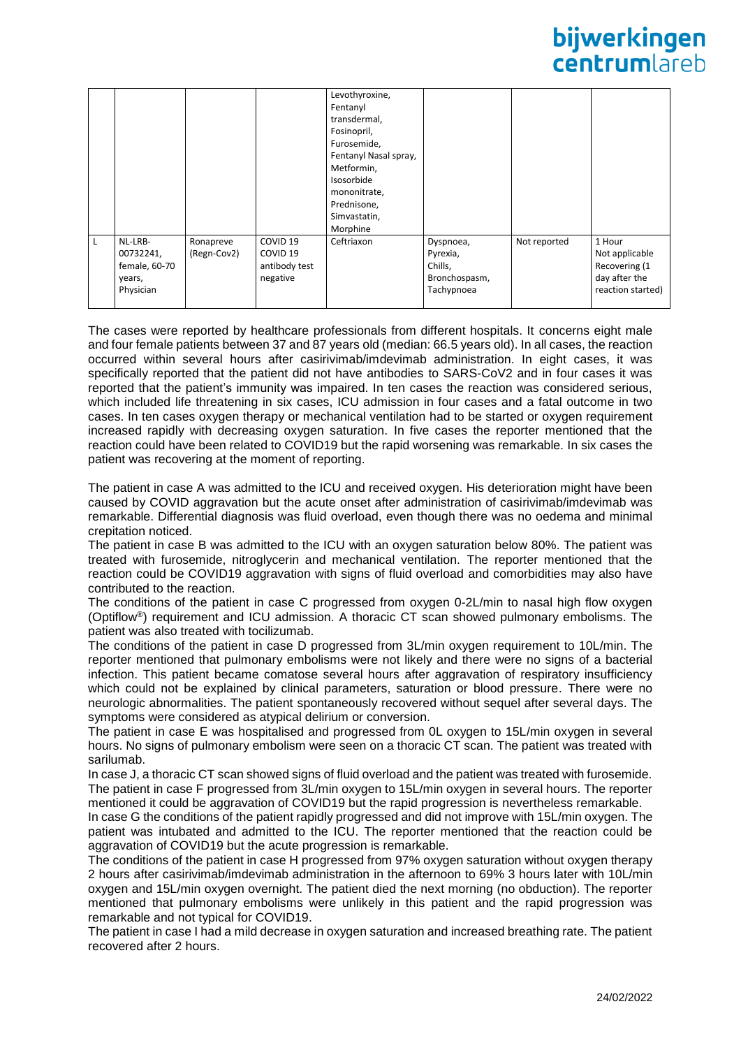| | | | | | | | |
|---|---|---|---|---|---|---|---|
| | | | | Levothyroxine, Fentanyl transdermal, Fosinopril, Furosemide, Fentanyl Nasal spray, Metformin, Isosorbide mononitrate, Prednisone, Simvastatin, Morphine | | | |
| L | NL-LRB-00732241, female, 60-70 years, Physician | Ronapreve (Regn-Cov2) | COVID 19 COVID 19 antibody test negative | Ceftriaxon | Dyspnoea, Pyrexia, Chills, Bronchospasm, Tachypnoea | Not reported | 1 Hour Not applicable Recovering (1 day after the reaction started) |

The cases were reported by healthcare professionals from different hospitals. It concerns eight male and four female patients between 37 and 87 years old (median: 66.5 years old). In all cases, the reaction occurred within several hours after casirivimab/imdevimab administration. In eight cases, it was specifically reported that the patient did not have antibodies to SARS-CoV2 and in four cases it was reported that the patient's immunity was impaired. In ten cases the reaction was considered serious, which included life threatening in six cases, ICU admission in four cases and a fatal outcome in two cases. In ten cases oxygen therapy or mechanical ventilation had to be started or oxygen requirement increased rapidly with decreasing oxygen saturation. In five cases the reporter mentioned that the reaction could have been related to COVID19 but the rapid worsening was remarkable. In six cases the patient was recovering at the moment of reporting.

The patient in case A was admitted to the ICU and received oxygen. His deterioration might have been caused by COVID aggravation but the acute onset after administration of casirivimab/imdevimab was remarkable. Differential diagnosis was fluid overload, even though there was no oedema and minimal crepitation noticed.

The patient in case B was admitted to the ICU with an oxygen saturation below 80%. The patient was treated with furosemide, nitroglycerin and mechanical ventilation. The reporter mentioned that the reaction could be COVID19 aggravation with signs of fluid overload and comorbidities may also have contributed to the reaction.

The conditions of the patient in case C progressed from oxygen 0-2L/min to nasal high flow oxygen (Optiflow®) requirement and ICU admission. A thoracic CT scan showed pulmonary embolisms. The patient was also treated with tocilizumab.

The conditions of the patient in case D progressed from 3L/min oxygen requirement to 10L/min. The reporter mentioned that pulmonary embolisms were not likely and there were no signs of a bacterial infection. This patient became comatose several hours after aggravation of respiratory insufficiency which could not be explained by clinical parameters, saturation or blood pressure. There were no neurologic abnormalities. The patient spontaneously recovered without sequel after several days. The symptoms were considered as atypical delirium or conversion.

The patient in case E was hospitalised and progressed from 0L oxygen to 15L/min oxygen in several hours. No signs of pulmonary embolism were seen on a thoracic CT scan. The patient was treated with sarilumab.

In case J, a thoracic CT scan showed signs of fluid overload and the patient was treated with furosemide.

The patient in case F progressed from 3L/min oxygen to 15L/min oxygen in several hours. The reporter mentioned it could be aggravation of COVID19 but the rapid progression is nevertheless remarkable.

In case G the conditions of the patient rapidly progressed and did not improve with 15L/min oxygen. The patient was intubated and admitted to the ICU. The reporter mentioned that the reaction could be aggravation of COVID19 but the acute progression is remarkable.

The conditions of the patient in case H progressed from 97% oxygen saturation without oxygen therapy 2 hours after casirivimab/imdevimab administration in the afternoon to 69% 3 hours later with 10L/min oxygen and 15L/min oxygen overnight. The patient died the next morning (no obduction). The reporter mentioned that pulmonary embolisms were unlikely in this patient and the rapid progression was remarkable and not typical for COVID19.

The patient in case I had a mild decrease in oxygen saturation and increased breathing rate. The patient recovered after 2 hours.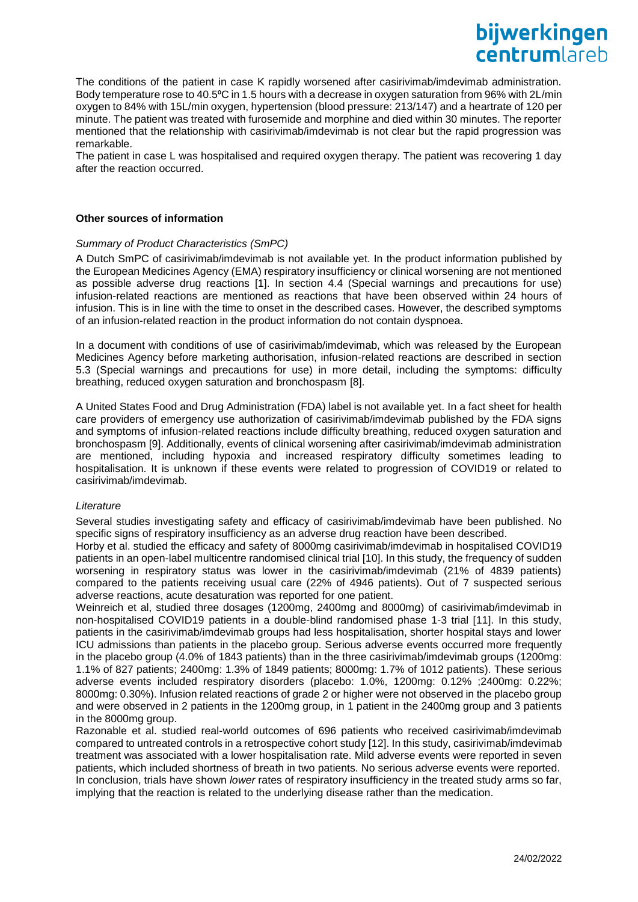The conditions of the patient in case K rapidly worsened after casirivimab/imdevimab administration. Body temperature rose to 40.5ºC in 1.5 hours with a decrease in oxygen saturation from 96% with 2L/min oxygen to 84% with 15L/min oxygen, hypertension (blood pressure: 213/147) and a heartrate of 120 per minute. The patient was treated with furosemide and morphine and died within 30 minutes. The reporter mentioned that the relationship with casirivimab/imdevimab is not clear but the rapid progression was remarkable.

The patient in case L was hospitalised and required oxygen therapy. The patient was recovering 1 day after the reaction occurred.

**Other sources of information**

*Summary of Product Characteristics (SmPC)*

A Dutch SmPC of casirivimab/imdevimab is not available yet. In the product information published by the European Medicines Agency (EMA) respiratory insufficiency or clinical worsening are not mentioned as possible adverse drug reactions [1]. In section 4.4 (Special warnings and precautions for use) infusion-related reactions are mentioned as reactions that have been observed within 24 hours of infusion. This is in line with the time to onset in the described cases. However, the described symptoms of an infusion-related reaction in the product information do not contain dyspnoea.

In a document with conditions of use of casirivimab/imdevimab, which was released by the European Medicines Agency before marketing authorisation, infusion-related reactions are described in section 5.3 (Special warnings and precautions for use) in more detail, including the symptoms: difficulty breathing, reduced oxygen saturation and bronchospasm [8].

A United States Food and Drug Administration (FDA) label is not available yet. In a fact sheet for health care providers of emergency use authorization of casirivimab/imdevimab published by the FDA signs and symptoms of infusion-related reactions include difficulty breathing, reduced oxygen saturation and bronchospasm [9]. Additionally, events of clinical worsening after casirivimab/imdevimab administration are mentioned, including hypoxia and increased respiratory difficulty sometimes leading to hospitalisation. It is unknown if these events were related to progression of COVID19 or related to casirivimab/imdevimab.

*Literature*

Several studies investigating safety and efficacy of casirivimab/imdevimab have been published. No specific signs of respiratory insufficiency as an adverse drug reaction have been described.

Horby et al. studied the efficacy and safety of 8000mg casirivimab/imdevimab in hospitalised COVID19 patients in an open-label multicentre randomised clinical trial [10]. In this study, the frequency of sudden worsening in respiratory status was lower in the casirivimab/imdevimab (21% of 4839 patients) compared to the patients receiving usual care (22% of 4946 patients). Out of 7 suspected serious adverse reactions, acute desaturation was reported for one patient.

Weinreich et al, studied three dosages (1200mg, 2400mg and 8000mg) of casirivimab/imdevimab in non-hospitalised COVID19 patients in a double-blind randomised phase 1-3 trial [11]. In this study, patients in the casirivimab/imdevimab groups had less hospitalisation, shorter hospital stays and lower ICU admissions than patients in the placebo group. Serious adverse events occurred more frequently in the placebo group (4.0% of 1843 patients) than in the three casirivimab/imdevimab groups (1200mg: 1.1% of 827 patients; 2400mg: 1.3% of 1849 patients; 8000mg: 1.7% of 1012 patients). These serious adverse events included respiratory disorders (placebo: 1.0%, 1200mg: 0.12% ;2400mg: 0.22%; 8000mg: 0.30%). Infusion related reactions of grade 2 or higher were not observed in the placebo group and were observed in 2 patients in the 1200mg group, in 1 patient in the 2400mg group and 3 patients in the 8000mg group.

Razonable et al. studied real-world outcomes of 696 patients who received casirivimab/imdevimab compared to untreated controls in a retrospective cohort study [12]. In this study, casirivimab/imdevimab treatment was associated with a lower hospitalisation rate. Mild adverse events were reported in seven patients, which included shortness of breath in two patients. No serious adverse events were reported.

In conclusion, trials have shown *lower* rates of respiratory insufficiency in the treated study arms so far, implying that the reaction is related to the underlying disease rather than the medication.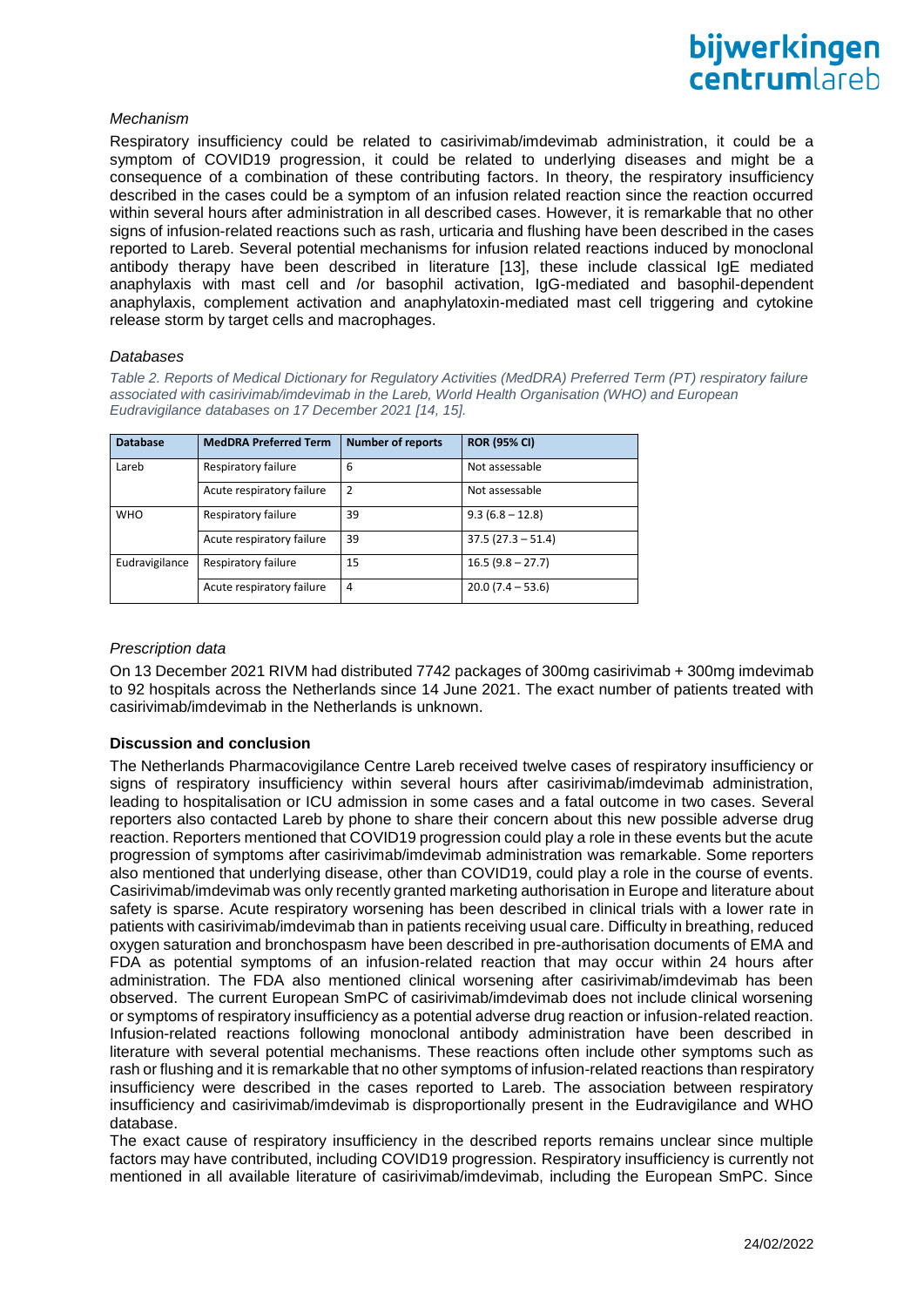*Mechanism*

Respiratory insufficiency could be related to casirivimab/imdevimab administration, it could be a symptom of COVID19 progression, it could be related to underlying diseases and might be a consequence of a combination of these contributing factors. In theory, the respiratory insufficiency described in the cases could be a symptom of an infusion related reaction since the reaction occurred within several hours after administration in all described cases. However, it is remarkable that no other signs of infusion-related reactions such as rash, urticaria and flushing have been described in the cases reported to Lareb. Several potential mechanisms for infusion related reactions induced by monoclonal antibody therapy have been described in literature [13], these include classical IgE mediated anaphylaxis with mast cell and /or basophil activation, IgG-mediated and basophil-dependent anaphylaxis, complement activation and anaphylatoxin-mediated mast cell triggering and cytokine release storm by target cells and macrophages.

*Databases*

*Table 2. Reports of Medical Dictionary for Regulatory Activities (MedDRA) Preferred Term (PT) respiratory failure associated with casirivimab/imdevimab in the Lareb, World Health Organisation (WHO) and European Eudravigilance databases on 17 December 2021 [14, 15].*

| Database | MedDRA Preferred Term | Number of reports | ROR (95% CI) |
|---|---|---|---|
| Lareb | Respiratory failure | 6 | Not assessable |
| | Acute respiratory failure | 2 | Not assessable |
| WHO | Respiratory failure | 39 | 9.3 (6.8 – 12.8) |
| | Acute respiratory failure | 39 | 37.5 (27.3 – 51.4) |
| Eudravigilance | Respiratory failure | 15 | 16.5 (9.8 – 27.7) |
| | Acute respiratory failure | 4 | 20.0 (7.4 – 53.6) |

*Prescription data*

On 13 December 2021 RIVM had distributed 7742 packages of 300mg casirivimab + 300mg imdevimab to 92 hospitals across the Netherlands since 14 June 2021. The exact number of patients treated with casirivimab/imdevimab in the Netherlands is unknown.

**Discussion and conclusion**

The Netherlands Pharmacovigilance Centre Lareb received twelve cases of respiratory insufficiency or signs of respiratory insufficiency within several hours after casirivimab/imdevimab administration, leading to hospitalisation or ICU admission in some cases and a fatal outcome in two cases. Several reporters also contacted Lareb by phone to share their concern about this new possible adverse drug reaction. Reporters mentioned that COVID19 progression could play a role in these events but the acute progression of symptoms after casirivimab/imdevimab administration was remarkable. Some reporters also mentioned that underlying disease, other than COVID19, could play a role in the course of events. Casirivimab/imdevimab was only recently granted marketing authorisation in Europe and literature about safety is sparse. Acute respiratory worsening has been described in clinical trials with a lower rate in patients with casirivimab/imdevimab than in patients receiving usual care. Difficulty in breathing, reduced oxygen saturation and bronchospasm have been described in pre-authorisation documents of EMA and FDA as potential symptoms of an infusion-related reaction that may occur within 24 hours after administration. The FDA also mentioned clinical worsening after casirivimab/imdevimab has been observed. The current European SmPC of casirivimab/imdevimab does not include clinical worsening or symptoms of respiratory insufficiency as a potential adverse drug reaction or infusion-related reaction. Infusion-related reactions following monoclonal antibody administration have been described in literature with several potential mechanisms. These reactions often include other symptoms such as rash or flushing and it is remarkable that no other symptoms of infusion-related reactions than respiratory insufficiency were described in the cases reported to Lareb. The association between respiratory insufficiency and casirivimab/imdevimab is disproportionally present in the Eudravigilance and WHO database.

The exact cause of respiratory insufficiency in the described reports remains unclear since multiple factors may have contributed, including COVID19 progression. Respiratory insufficiency is currently not mentioned in all available literature of casirivimab/imdevimab, including the European SmPC. Since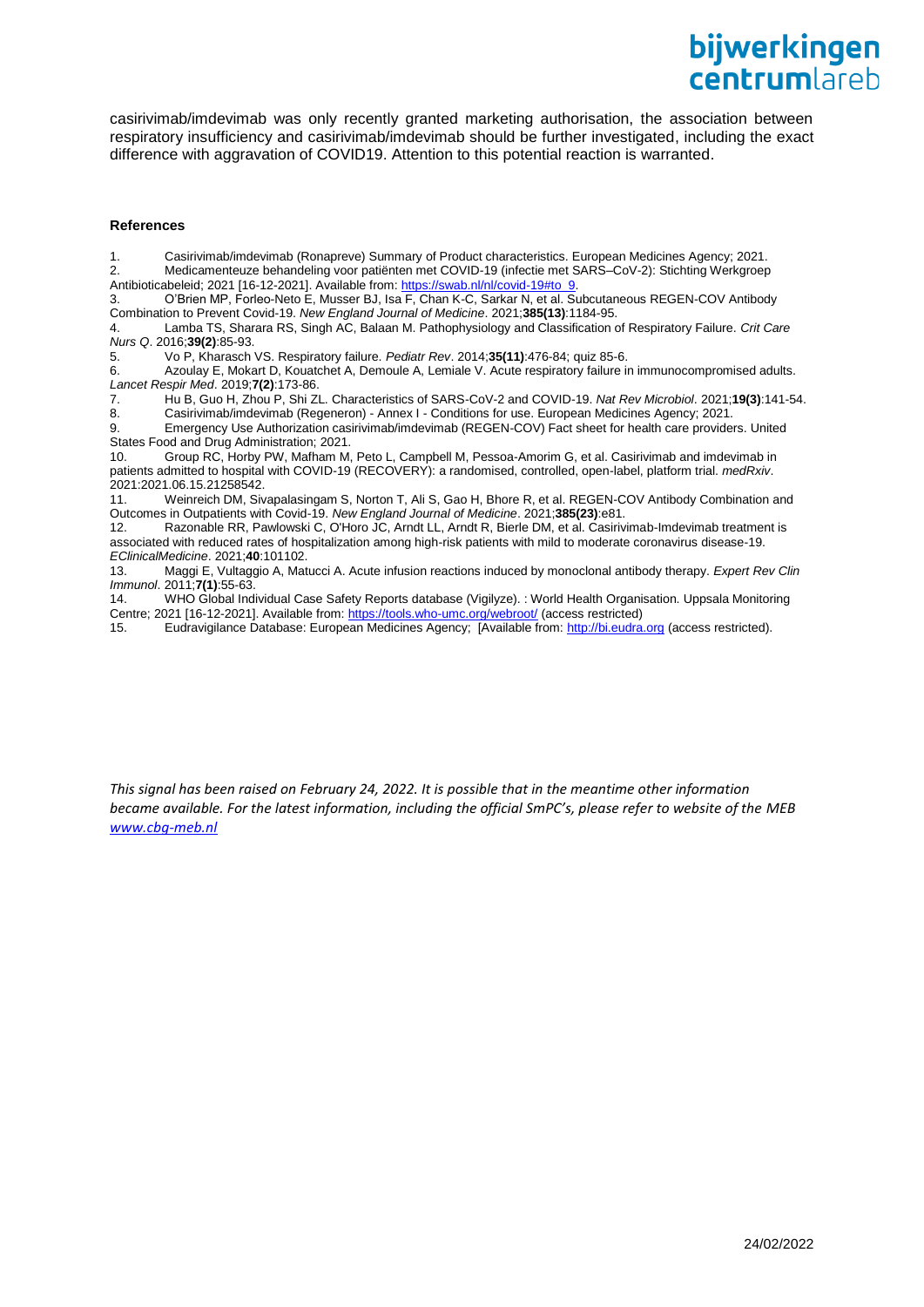casirivimab/imdevimab was only recently granted marketing authorisation, the association between respiratory insufficiency and casirivimab/imdevimab should be further investigated, including the exact difference with aggravation of COVID19. Attention to this potential reaction is warranted.

### References

1. Casirivimab/imdevimab (Ronapreve) Summary of Product characteristics. European Medicines Agency; 2021.
2. Medicamenteuze behandeling voor patiënten met COVID-19 (infectie met SARS–CoV-2): Stichting Werkgroep Antibioticabeleid; 2021 [16-12-2021]. Available from: https://swab.nl/nl/covid-19#to_9.
3. O'Brien MP, Forleo-Neto E, Musser BJ, Isa F, Chan K-C, Sarkar N, et al. Subcutaneous REGEN-COV Antibody Combination to Prevent Covid-19. *New England Journal of Medicine*. 2021;**385(13)**:1184-95.
4. Lamba TS, Sharara RS, Singh AC, Balaan M. Pathophysiology and Classification of Respiratory Failure. *Crit Care Nurs Q*. 2016;**39(2)**:85-93.
5. Vo P, Kharasch VS. Respiratory failure. *Pediatr Rev*. 2014;**35(11)**:476-84; quiz 85-6.
6. Azoulay E, Mokart D, Kouatchet A, Demoule A, Lemiale V. Acute respiratory failure in immunocompromised adults. *Lancet Respir Med*. 2019;**7(2)**:173-86.
7. Hu B, Guo H, Zhou P, Shi ZL. Characteristics of SARS-CoV-2 and COVID-19. *Nat Rev Microbiol*. 2021;**19(3)**:141-54.
8. Casirivimab/imdevimab (Regeneron) - Annex I - Conditions for use. European Medicines Agency; 2021.
9. Emergency Use Authorization casirivimab/imdevimab (REGEN-COV) Fact sheet for health care providers. United States Food and Drug Administration; 2021.
10. Group RC, Horby PW, Mafham M, Peto L, Campbell M, Pessoa-Amorim G, et al. Casirivimab and imdevimab in patients admitted to hospital with COVID-19 (RECOVERY): a randomised, controlled, open-label, platform trial. *medRxiv*. 2021:2021.06.15.21258542.
11. Weinreich DM, Sivapalasingam S, Norton T, Ali S, Gao H, Bhore R, et al. REGEN-COV Antibody Combination and Outcomes in Outpatients with Covid-19. *New England Journal of Medicine*. 2021;**385(23)**:e81.
12. Razonable RR, Pawlowski C, O'Horo JC, Arndt LL, Arndt R, Bierle DM, et al. Casirivimab-Imdevimab treatment is associated with reduced rates of hospitalization among high-risk patients with mild to moderate coronavirus disease-19. *EClinicalMedicine*. 2021;**40**:101102.
13. Maggi E, Vultaggio A, Matucci A. Acute infusion reactions induced by monoclonal antibody therapy. *Expert Rev Clin Immunol*. 2011;**7(1)**:55-63.
14. WHO Global Individual Case Safety Reports database (Vigilyze). : World Health Organisation. Uppsala Monitoring Centre; 2021 [16-12-2021]. Available from: https://tools.who-umc.org/webroot/ (access restricted)
15. Eudravigilance Database: European Medicines Agency; [Available from: http://bi.eudra.org (access restricted).

*This signal has been raised on February 24, 2022. It is possible that in the meantime other information became available. For the latest information, including the official SmPC's, please refer to website of the MEB www.cbg-meb.nl*